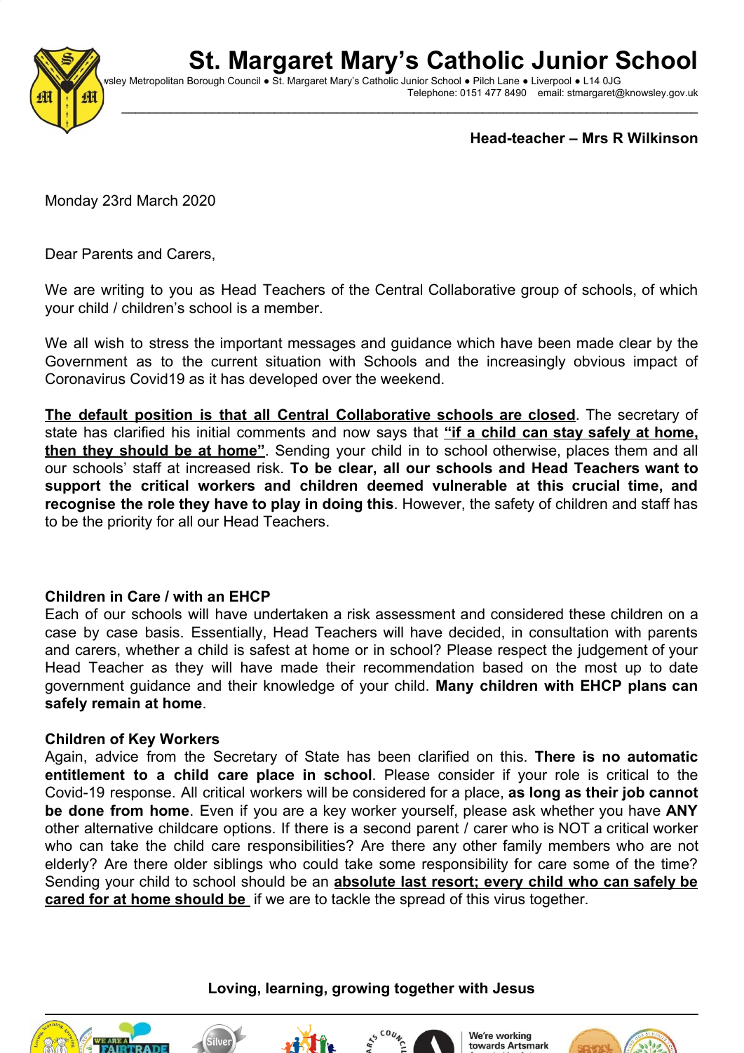# St. Margaret Mary's Catholic Junior School

wsley Metropolitan Borough Council ● St. Margaret Mary's Catholic Junior School ● Pilch Lane ● Liverpool ● L14 0JG
Telephone: 0151 477 8490 email: stmargaret@knowsley.gov.uk

**Head-teacher – Mrs R Wilkinson**

Monday 23rd March 2020

Dear Parents and Carers,

We are writing to you as Head Teachers of the Central Collaborative group of schools, of which your child / children's school is a member.

We all wish to stress the important messages and guidance which have been made clear by the Government as to the current situation with Schools and the increasingly obvious impact of Coronavirus Covid19 as it has developed over the weekend.

**The default position is that all Central Collaborative schools are closed**. The secretary of state has clarified his initial comments and now says that **"if a child can stay safely at home, then they should be at home"**. Sending your child in to school otherwise, places them and all our schools' staff at increased risk. **To be clear, all our schools and Head Teachers want to support the critical workers and children deemed vulnerable at this crucial time, and recognise the role they have to play in doing this**. However, the safety of children and staff has to be the priority for all our Head Teachers.

**Children in Care / with an EHCP**

Each of our schools will have undertaken a risk assessment and considered these children on a case by case basis. Essentially, Head Teachers will have decided, in consultation with parents and carers, whether a child is safest at home or in school? Please respect the judgement of your Head Teacher as they will have made their recommendation based on the most up to date government guidance and their knowledge of your child. **Many children with EHCP plans can safely remain at home**.

**Children of Key Workers**

Again, advice from the Secretary of State has been clarified on this. **There is no automatic entitlement to a child care place in school**. Please consider if your role is critical to the Covid-19 response. All critical workers will be considered for a place, **as long as their job cannot be done from home**. Even if you are a key worker yourself, please ask whether you have **ANY** other alternative childcare options. If there is a second parent / carer who is NOT a critical worker who can take the child care responsibilities? Are there any other family members who are not elderly? Are there older siblings who could take some responsibility for care some of the time? Sending your child to school should be an **absolute last resort; every child who can safely be cared for at home should be** if we are to tackle the spread of this virus together.

**Loving, learning, growing together with Jesus**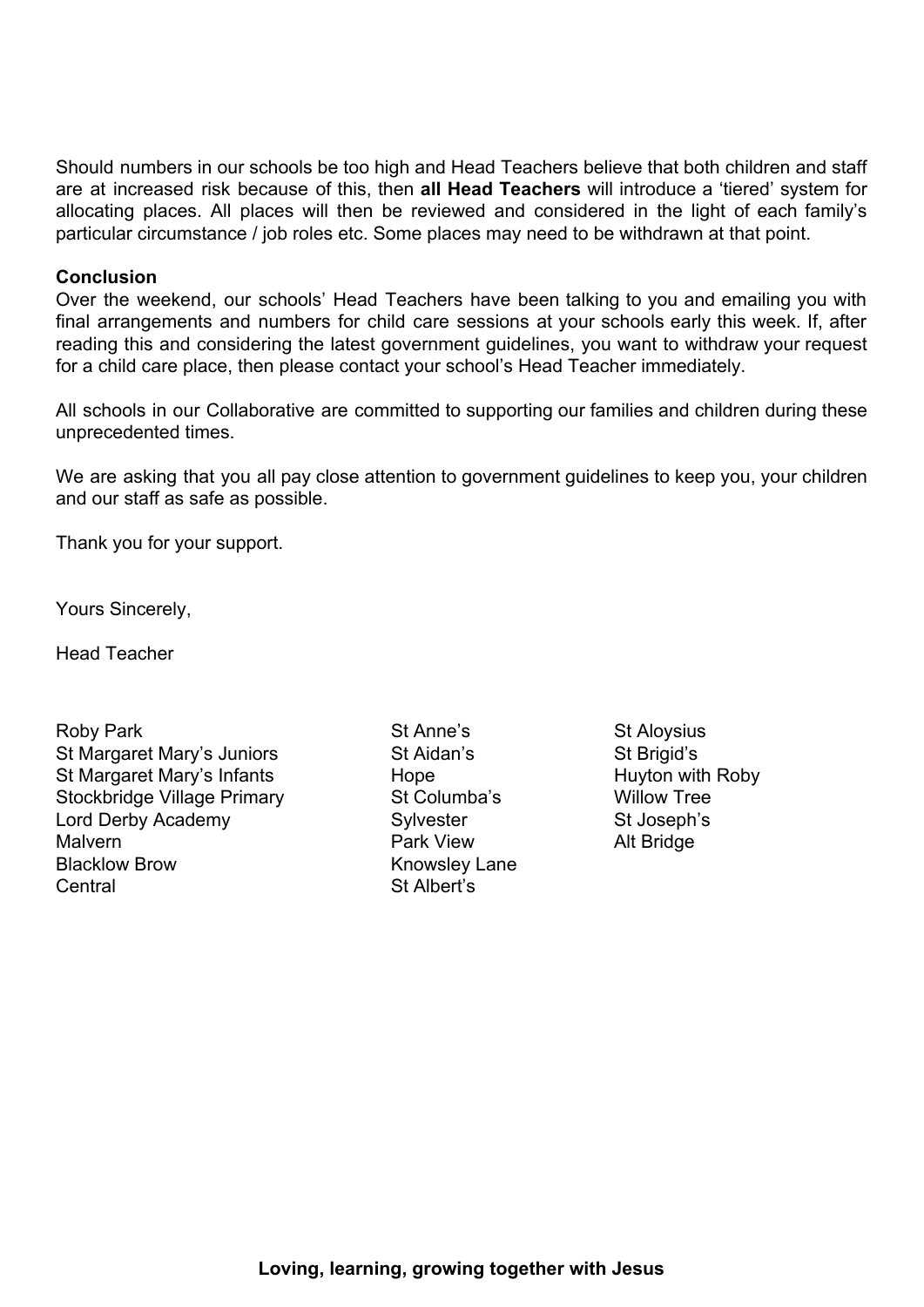Should numbers in our schools be too high and Head Teachers believe that both children and staff are at increased risk because of this, then **all Head Teachers** will introduce a 'tiered' system for allocating places. All places will then be reviewed and considered in the light of each family's particular circumstance / job roles etc. Some places may need to be withdrawn at that point.

**Conclusion**

Over the weekend, our schools' Head Teachers have been talking to you and emailing you with final arrangements and numbers for child care sessions at your schools early this week. If, after reading this and considering the latest government guidelines, you want to withdraw your request for a child care place, then please contact your school's Head Teacher immediately.

All schools in our Collaborative are committed to supporting our families and children during these unprecedented times.

We are asking that you all pay close attention to government guidelines to keep you, your children and our staff as safe as possible.

Thank you for your support.

Yours Sincerely,

Head Teacher

Roby Park
St Margaret Mary's Juniors
St Margaret Mary's Infants
Stockbridge Village Primary
Lord Derby Academy
Malvern
Blacklow Brow
Central
St Anne's
St Aidan's
Hope
St Columba's
Sylvester
Park View
Knowsley Lane
St Albert's
St Aloysius
St Brigid's
Huyton with Roby
Willow Tree
St Joseph's
Alt Bridge

**Loving, learning, growing together with Jesus**